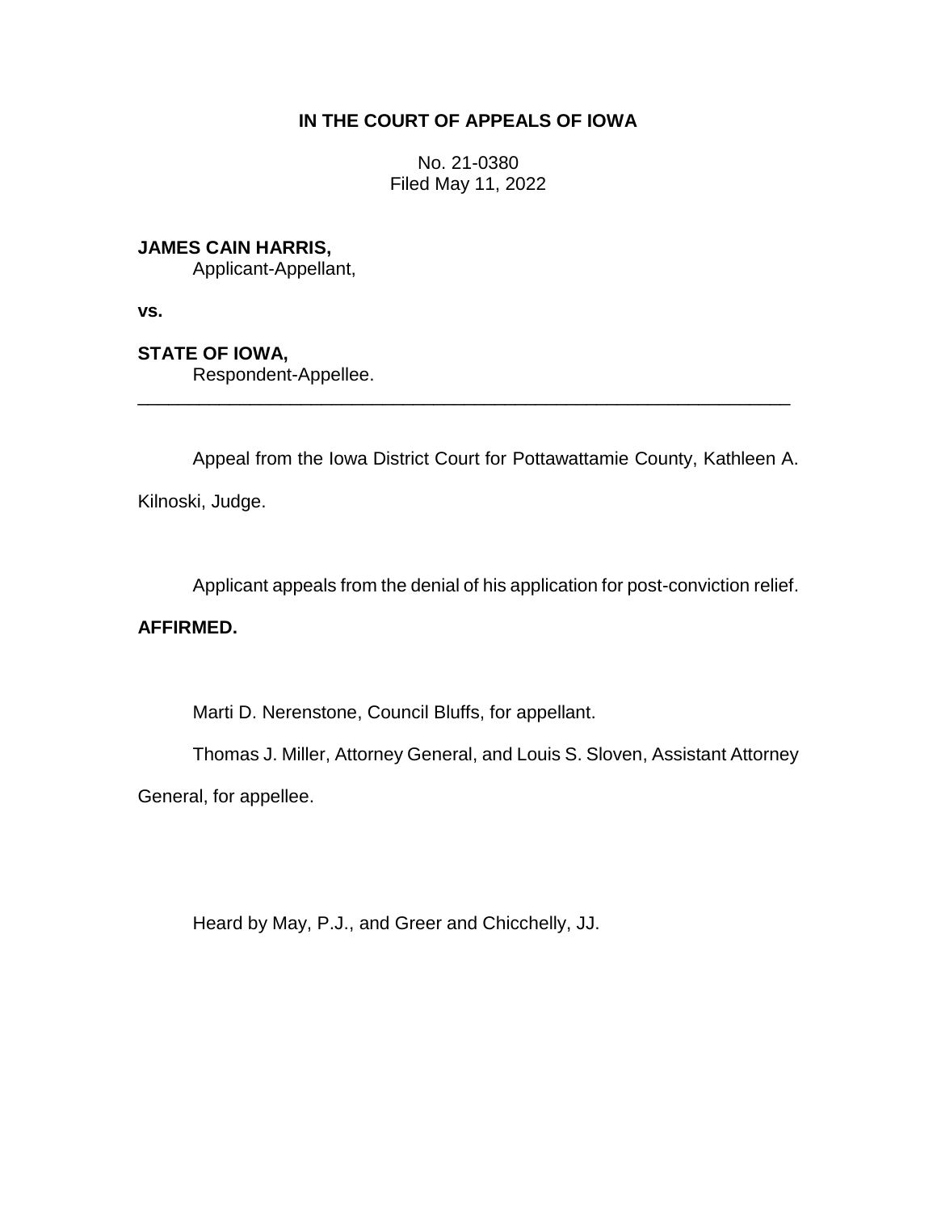# IN THE COURT OF APPEALS OF IOWA

No. 21-0380
Filed May 11, 2022

**JAMES CAIN HARRIS,**
Applicant-Appellant,

**vs.**

**STATE OF IOWA,**
Respondent-Appellee.

---

Appeal from the Iowa District Court for Pottawattamie County, Kathleen A. Kilnoski, Judge.

Applicant appeals from the denial of his application for post-conviction relief.

**AFFIRMED.**

Marti D. Nerenstone, Council Bluffs, for appellant.

Thomas J. Miller, Attorney General, and Louis S. Sloven, Assistant Attorney General, for appellee.

Heard by May, P.J., and Greer and Chicchelly, JJ.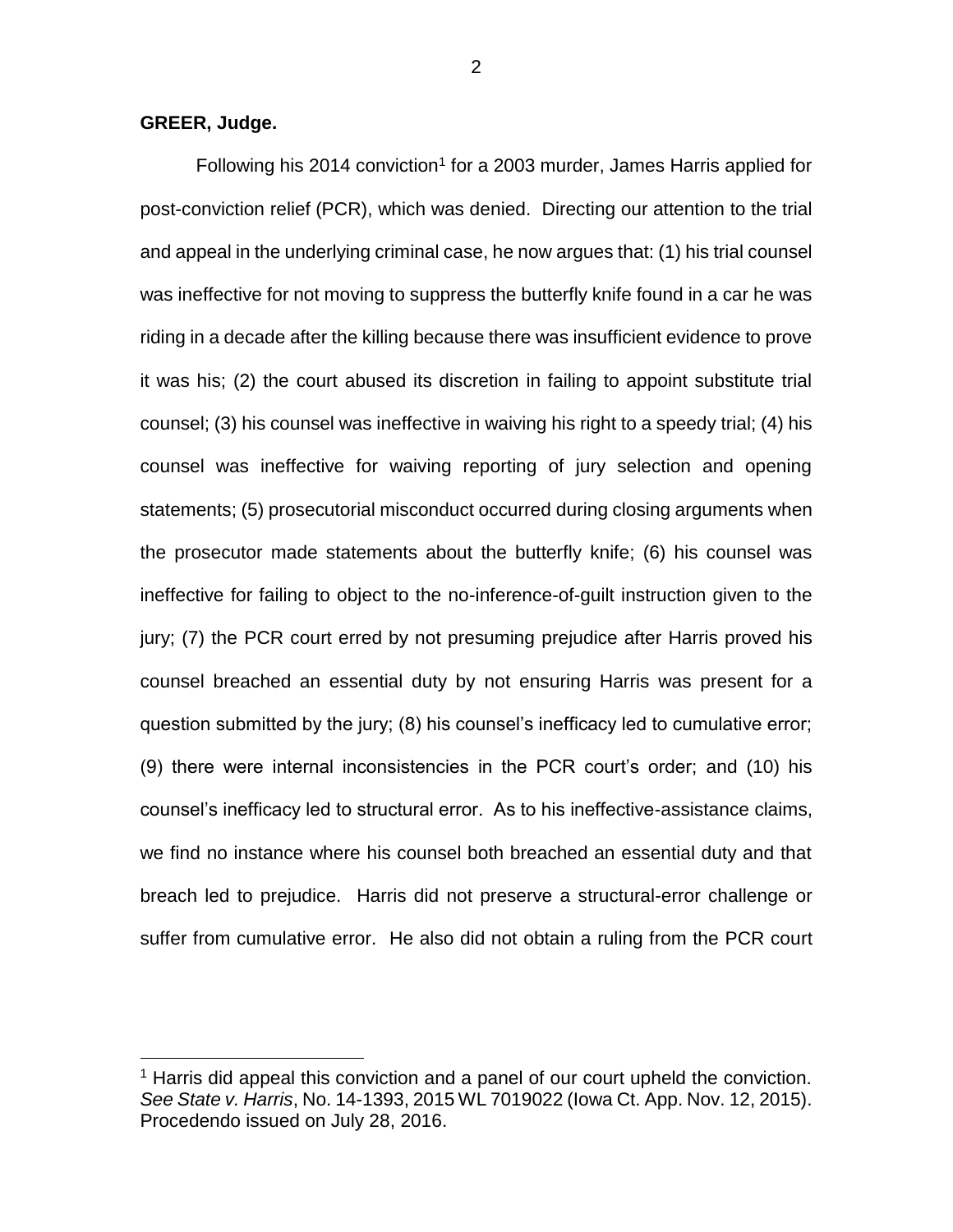**GREER, Judge.**

Following his 2014 conviction[1] for a 2003 murder, James Harris applied for post-conviction relief (PCR), which was denied. Directing our attention to the trial and appeal in the underlying criminal case, he now argues that: (1) his trial counsel was ineffective for not moving to suppress the butterfly knife found in a car he was riding in a decade after the killing because there was insufficient evidence to prove it was his; (2) the court abused its discretion in failing to appoint substitute trial counsel; (3) his counsel was ineffective in waiving his right to a speedy trial; (4) his counsel was ineffective for waiving reporting of jury selection and opening statements; (5) prosecutorial misconduct occurred during closing arguments when the prosecutor made statements about the butterfly knife; (6) his counsel was ineffective for failing to object to the no-inference-of-guilt instruction given to the jury; (7) the PCR court erred by not presuming prejudice after Harris proved his counsel breached an essential duty by not ensuring Harris was present for a question submitted by the jury; (8) his counsel's inefficacy led to cumulative error; (9) there were internal inconsistencies in the PCR court's order; and (10) his counsel's inefficacy led to structural error. As to his ineffective-assistance claims, we find no instance where his counsel both breached an essential duty and that breach led to prejudice. Harris did not preserve a structural-error challenge or suffer from cumulative error. He also did not obtain a ruling from the PCR court

[1] Harris did appeal this conviction and a panel of our court upheld the conviction. *See State v. Harris*, No. 14-1393, 2015 WL 7019022 (Iowa Ct. App. Nov. 12, 2015). Procedendo issued on July 28, 2016.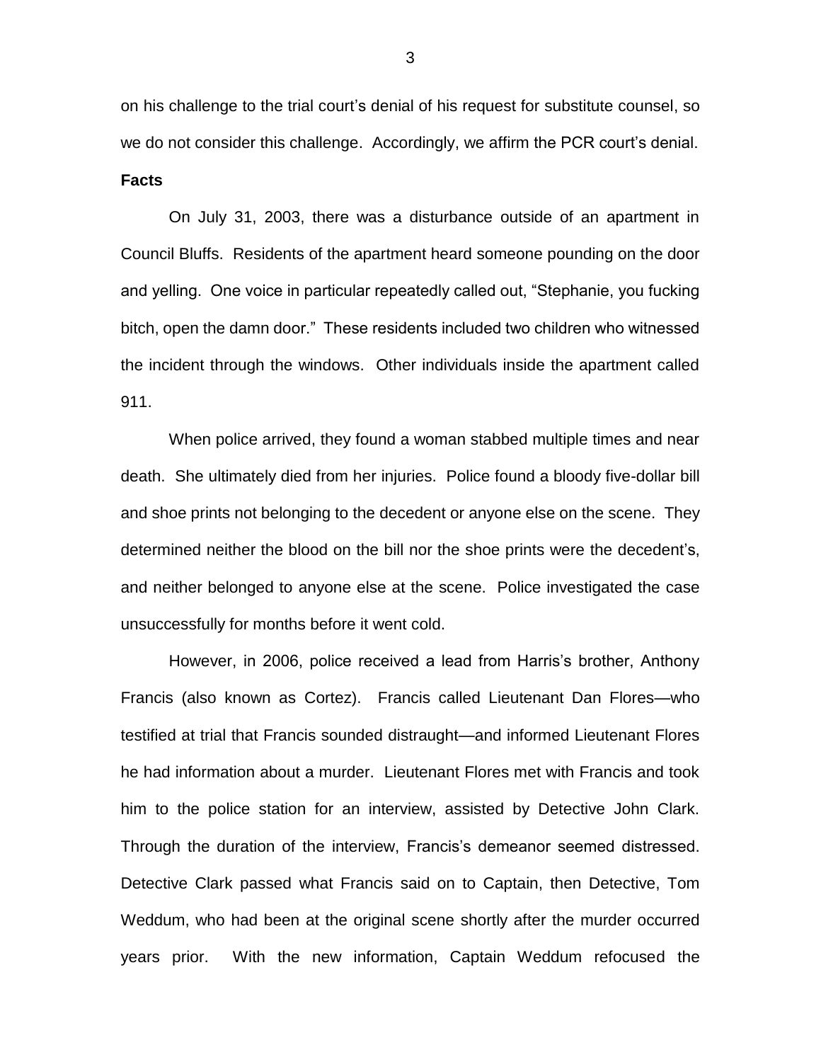on his challenge to the trial court's denial of his request for substitute counsel, so we do not consider this challenge. Accordingly, we affirm the PCR court's denial.

**Facts**

On July 31, 2003, there was a disturbance outside of an apartment in Council Bluffs. Residents of the apartment heard someone pounding on the door and yelling. One voice in particular repeatedly called out, "Stephanie, you fucking bitch, open the damn door." These residents included two children who witnessed the incident through the windows. Other individuals inside the apartment called 911.

When police arrived, they found a woman stabbed multiple times and near death. She ultimately died from her injuries. Police found a bloody five-dollar bill and shoe prints not belonging to the decedent or anyone else on the scene. They determined neither the blood on the bill nor the shoe prints were the decedent's, and neither belonged to anyone else at the scene. Police investigated the case unsuccessfully for months before it went cold.

However, in 2006, police received a lead from Harris's brother, Anthony Francis (also known as Cortez). Francis called Lieutenant Dan Flores—who testified at trial that Francis sounded distraught—and informed Lieutenant Flores he had information about a murder. Lieutenant Flores met with Francis and took him to the police station for an interview, assisted by Detective John Clark. Through the duration of the interview, Francis's demeanor seemed distressed. Detective Clark passed what Francis said on to Captain, then Detective, Tom Weddum, who had been at the original scene shortly after the murder occurred years prior. With the new information, Captain Weddum refocused the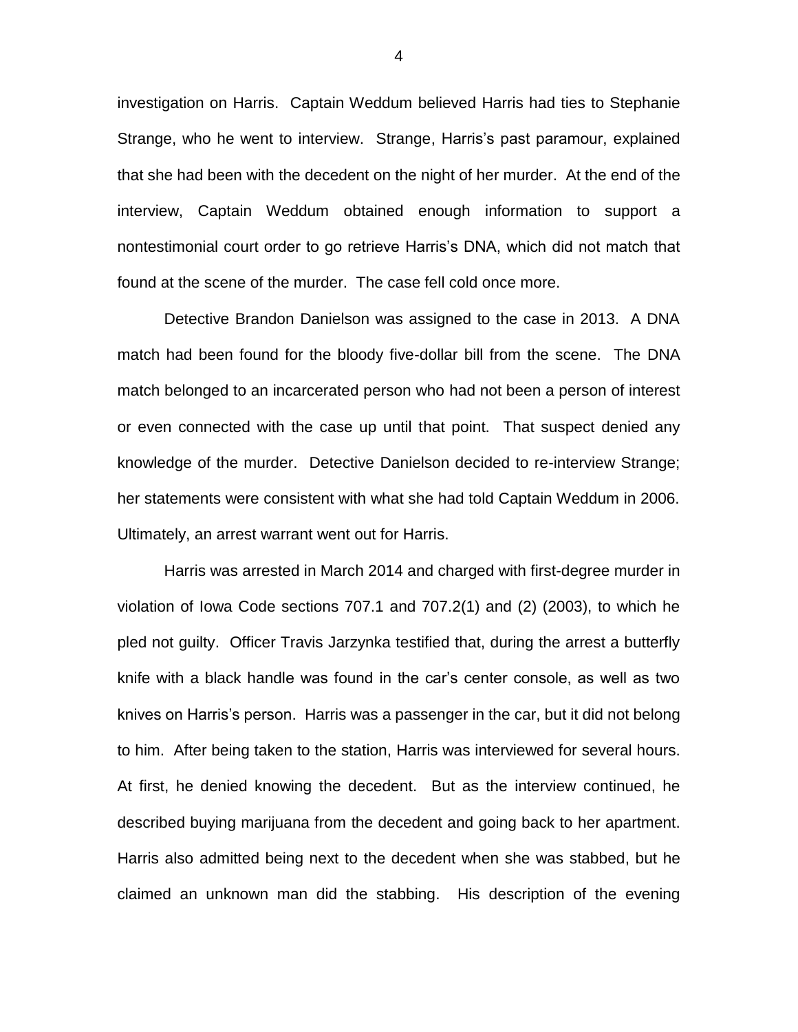investigation on Harris. Captain Weddum believed Harris had ties to Stephanie Strange, who he went to interview. Strange, Harris's past paramour, explained that she had been with the decedent on the night of her murder. At the end of the interview, Captain Weddum obtained enough information to support a nontestimonial court order to go retrieve Harris's DNA, which did not match that found at the scene of the murder. The case fell cold once more.

Detective Brandon Danielson was assigned to the case in 2013. A DNA match had been found for the bloody five-dollar bill from the scene. The DNA match belonged to an incarcerated person who had not been a person of interest or even connected with the case up until that point. That suspect denied any knowledge of the murder. Detective Danielson decided to re-interview Strange; her statements were consistent with what she had told Captain Weddum in 2006. Ultimately, an arrest warrant went out for Harris.

Harris was arrested in March 2014 and charged with first-degree murder in violation of Iowa Code sections 707.1 and 707.2(1) and (2) (2003), to which he pled not guilty. Officer Travis Jarzynka testified that, during the arrest a butterfly knife with a black handle was found in the car's center console, as well as two knives on Harris's person. Harris was a passenger in the car, but it did not belong to him. After being taken to the station, Harris was interviewed for several hours. At first, he denied knowing the decedent. But as the interview continued, he described buying marijuana from the decedent and going back to her apartment. Harris also admitted being next to the decedent when she was stabbed, but he claimed an unknown man did the stabbing. His description of the evening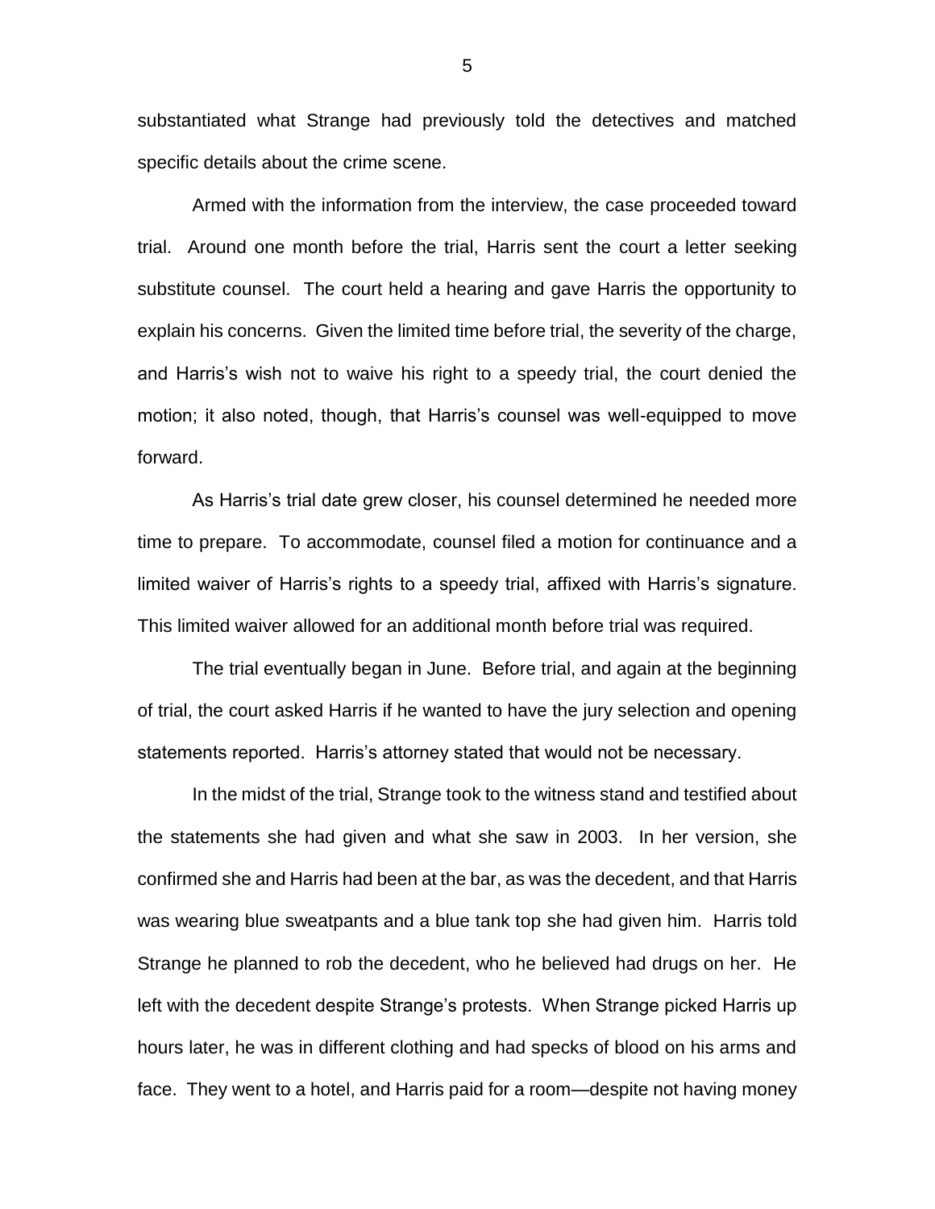substantiated what Strange had previously told the detectives and matched specific details about the crime scene.

Armed with the information from the interview, the case proceeded toward trial. Around one month before the trial, Harris sent the court a letter seeking substitute counsel. The court held a hearing and gave Harris the opportunity to explain his concerns. Given the limited time before trial, the severity of the charge, and Harris's wish not to waive his right to a speedy trial, the court denied the motion; it also noted, though, that Harris's counsel was well-equipped to move forward.

As Harris's trial date grew closer, his counsel determined he needed more time to prepare. To accommodate, counsel filed a motion for continuance and a limited waiver of Harris's rights to a speedy trial, affixed with Harris's signature. This limited waiver allowed for an additional month before trial was required.

The trial eventually began in June. Before trial, and again at the beginning of trial, the court asked Harris if he wanted to have the jury selection and opening statements reported. Harris's attorney stated that would not be necessary.

In the midst of the trial, Strange took to the witness stand and testified about the statements she had given and what she saw in 2003. In her version, she confirmed she and Harris had been at the bar, as was the decedent, and that Harris was wearing blue sweatpants and a blue tank top she had given him. Harris told Strange he planned to rob the decedent, who he believed had drugs on her. He left with the decedent despite Strange's protests. When Strange picked Harris up hours later, he was in different clothing and had specks of blood on his arms and face. They went to a hotel, and Harris paid for a room—despite not having money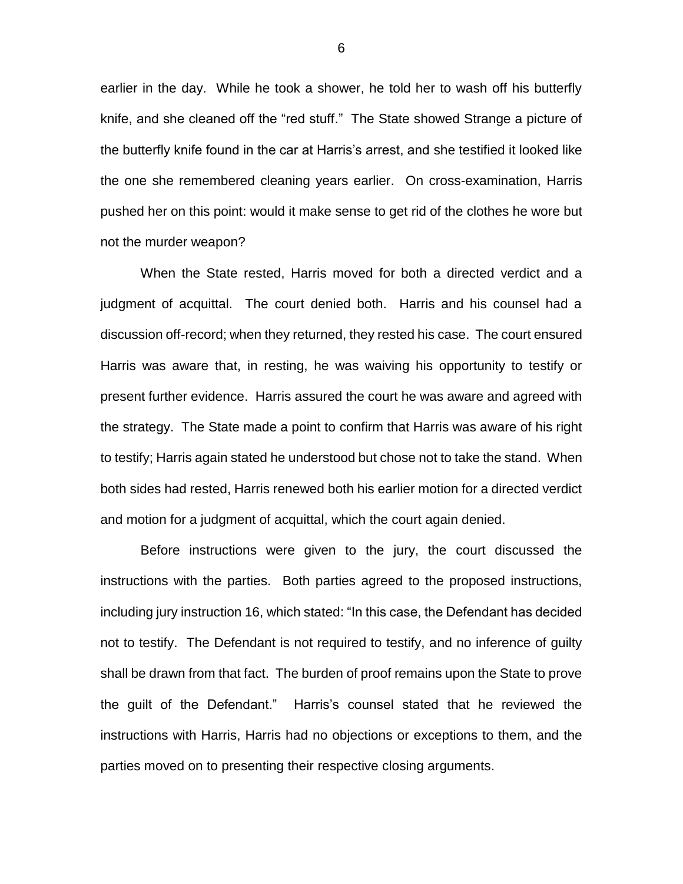earlier in the day. While he took a shower, he told her to wash off his butterfly knife, and she cleaned off the "red stuff." The State showed Strange a picture of the butterfly knife found in the car at Harris's arrest, and she testified it looked like the one she remembered cleaning years earlier. On cross-examination, Harris pushed her on this point: would it make sense to get rid of the clothes he wore but not the murder weapon?

When the State rested, Harris moved for both a directed verdict and a judgment of acquittal. The court denied both. Harris and his counsel had a discussion off-record; when they returned, they rested his case. The court ensured Harris was aware that, in resting, he was waiving his opportunity to testify or present further evidence. Harris assured the court he was aware and agreed with the strategy. The State made a point to confirm that Harris was aware of his right to testify; Harris again stated he understood but chose not to take the stand. When both sides had rested, Harris renewed both his earlier motion for a directed verdict and motion for a judgment of acquittal, which the court again denied.

Before instructions were given to the jury, the court discussed the instructions with the parties. Both parties agreed to the proposed instructions, including jury instruction 16, which stated: "In this case, the Defendant has decided not to testify. The Defendant is not required to testify, and no inference of guilty shall be drawn from that fact. The burden of proof remains upon the State to prove the guilt of the Defendant." Harris's counsel stated that he reviewed the instructions with Harris, Harris had no objections or exceptions to them, and the parties moved on to presenting their respective closing arguments.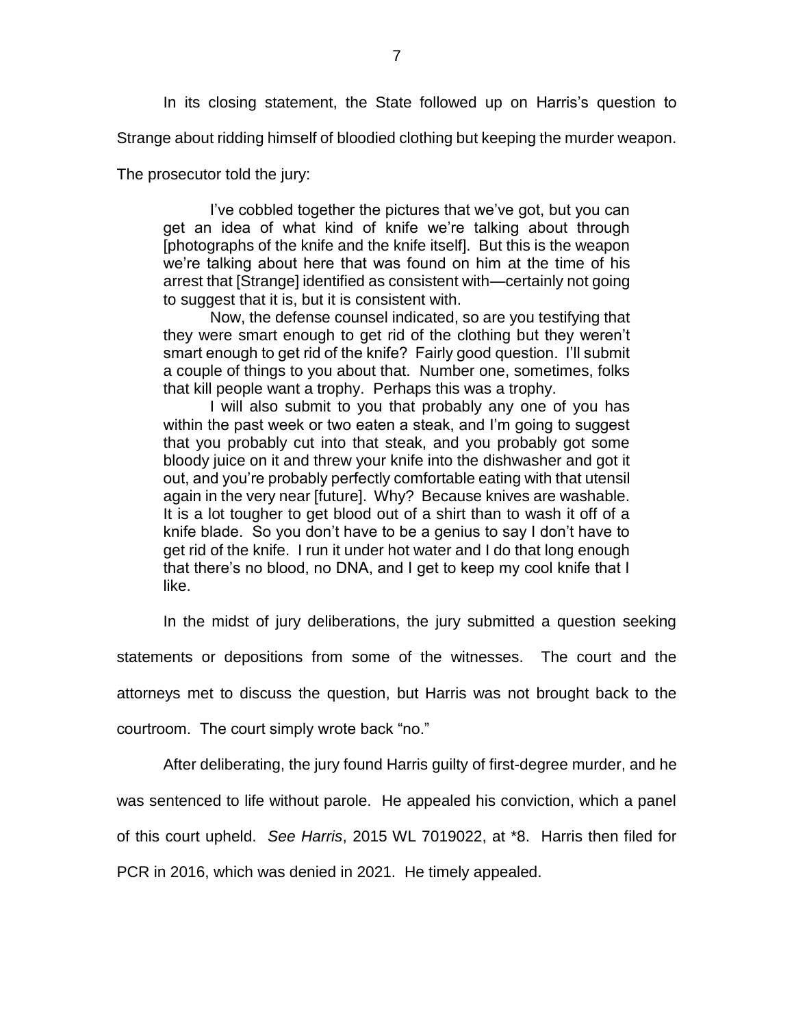In its closing statement, the State followed up on Harris's question to Strange about ridding himself of bloodied clothing but keeping the murder weapon. The prosecutor told the jury:

> I've cobbled together the pictures that we've got, but you can get an idea of what kind of knife we're talking about through [photographs of the knife and the knife itself]. But this is the weapon we're talking about here that was found on him at the time of his arrest that [Strange] identified as consistent with—certainly not going to suggest that it is, but it is consistent with.
>
> Now, the defense counsel indicated, so are you testifying that they were smart enough to get rid of the clothing but they weren't smart enough to get rid of the knife? Fairly good question. I'll submit a couple of things to you about that. Number one, sometimes, folks that kill people want a trophy. Perhaps this was a trophy.
>
> I will also submit to you that probably any one of you has within the past week or two eaten a steak, and I'm going to suggest that you probably cut into that steak, and you probably got some bloody juice on it and threw your knife into the dishwasher and got it out, and you're probably perfectly comfortable eating with that utensil again in the very near [future]. Why? Because knives are washable. It is a lot tougher to get blood out of a shirt than to wash it off of a knife blade. So you don't have to be a genius to say I don't have to get rid of the knife. I run it under hot water and I do that long enough that there's no blood, no DNA, and I get to keep my cool knife that I like.

In the midst of jury deliberations, the jury submitted a question seeking statements or depositions from some of the witnesses. The court and the attorneys met to discuss the question, but Harris was not brought back to the courtroom. The court simply wrote back "no."

After deliberating, the jury found Harris guilty of first-degree murder, and he was sentenced to life without parole. He appealed his conviction, which a panel of this court upheld. *See Harris*, 2015 WL 7019022, at *8. Harris then filed for PCR in 2016, which was denied in 2021. He timely appealed.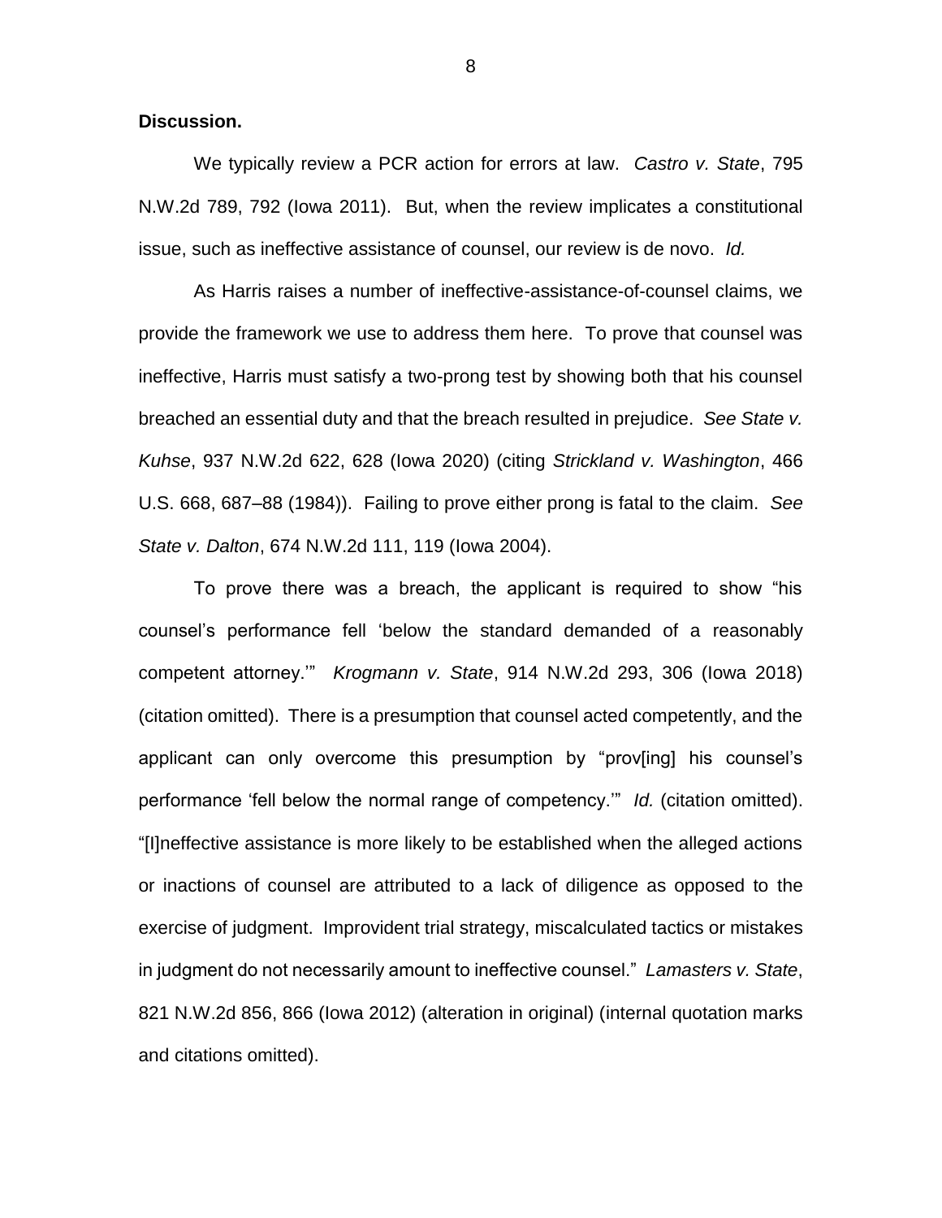**Discussion.**

We typically review a PCR action for errors at law. *Castro v. State*, 795 N.W.2d 789, 792 (Iowa 2011). But, when the review implicates a constitutional issue, such as ineffective assistance of counsel, our review is de novo. *Id.*

As Harris raises a number of ineffective-assistance-of-counsel claims, we provide the framework we use to address them here. To prove that counsel was ineffective, Harris must satisfy a two-prong test by showing both that his counsel breached an essential duty and that the breach resulted in prejudice. *See State v. Kuhse*, 937 N.W.2d 622, 628 (Iowa 2020) (citing *Strickland v. Washington*, 466 U.S. 668, 687–88 (1984)). Failing to prove either prong is fatal to the claim. *See State v. Dalton*, 674 N.W.2d 111, 119 (Iowa 2004).

To prove there was a breach, the applicant is required to show "his counsel's performance fell 'below the standard demanded of a reasonably competent attorney.'" *Krogmann v. State*, 914 N.W.2d 293, 306 (Iowa 2018) (citation omitted). There is a presumption that counsel acted competently, and the applicant can only overcome this presumption by "prov[ing] his counsel's performance 'fell below the normal range of competency.'" *Id.* (citation omitted). "[I]neffective assistance is more likely to be established when the alleged actions or inactions of counsel are attributed to a lack of diligence as opposed to the exercise of judgment. Improvident trial strategy, miscalculated tactics or mistakes in judgment do not necessarily amount to ineffective counsel." *Lamasters v. State*, 821 N.W.2d 856, 866 (Iowa 2012) (alteration in original) (internal quotation marks and citations omitted).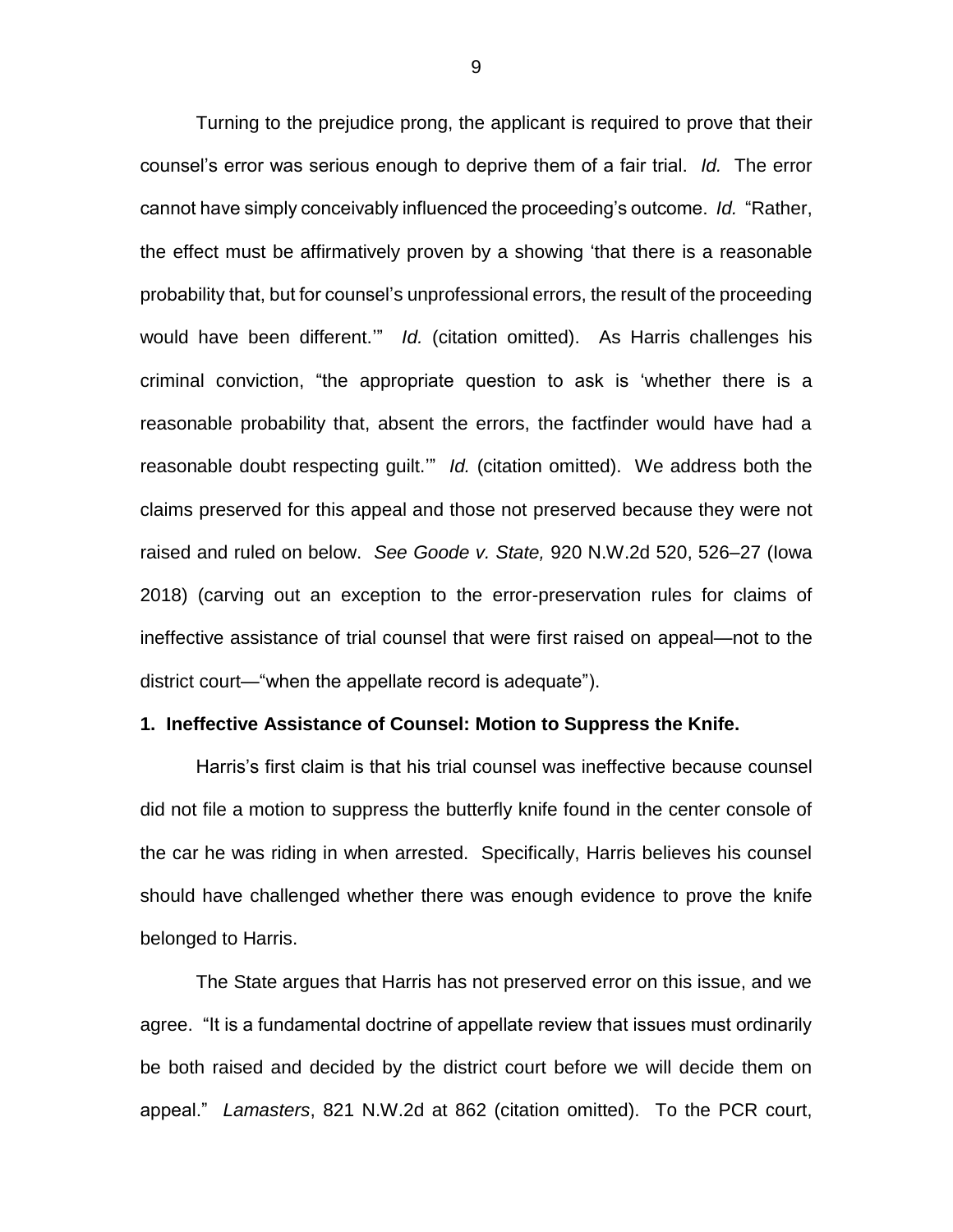Turning to the prejudice prong, the applicant is required to prove that their counsel's error was serious enough to deprive them of a fair trial. *Id.* The error cannot have simply conceivably influenced the proceeding's outcome. *Id.* "Rather, the effect must be affirmatively proven by a showing 'that there is a reasonable probability that, but for counsel's unprofessional errors, the result of the proceeding would have been different.'" *Id.* (citation omitted). As Harris challenges his criminal conviction, "the appropriate question to ask is 'whether there is a reasonable probability that, absent the errors, the factfinder would have had a reasonable doubt respecting guilt.'" *Id.* (citation omitted). We address both the claims preserved for this appeal and those not preserved because they were not raised and ruled on below. *See Goode v. State,* 920 N.W.2d 520, 526–27 (Iowa 2018) (carving out an exception to the error-preservation rules for claims of ineffective assistance of trial counsel that were first raised on appeal—not to the district court—"when the appellate record is adequate").

**1. Ineffective Assistance of Counsel: Motion to Suppress the Knife.**

Harris's first claim is that his trial counsel was ineffective because counsel did not file a motion to suppress the butterfly knife found in the center console of the car he was riding in when arrested. Specifically, Harris believes his counsel should have challenged whether there was enough evidence to prove the knife belonged to Harris.

The State argues that Harris has not preserved error on this issue, and we agree. "It is a fundamental doctrine of appellate review that issues must ordinarily be both raised and decided by the district court before we will decide them on appeal." *Lamasters*, 821 N.W.2d at 862 (citation omitted). To the PCR court,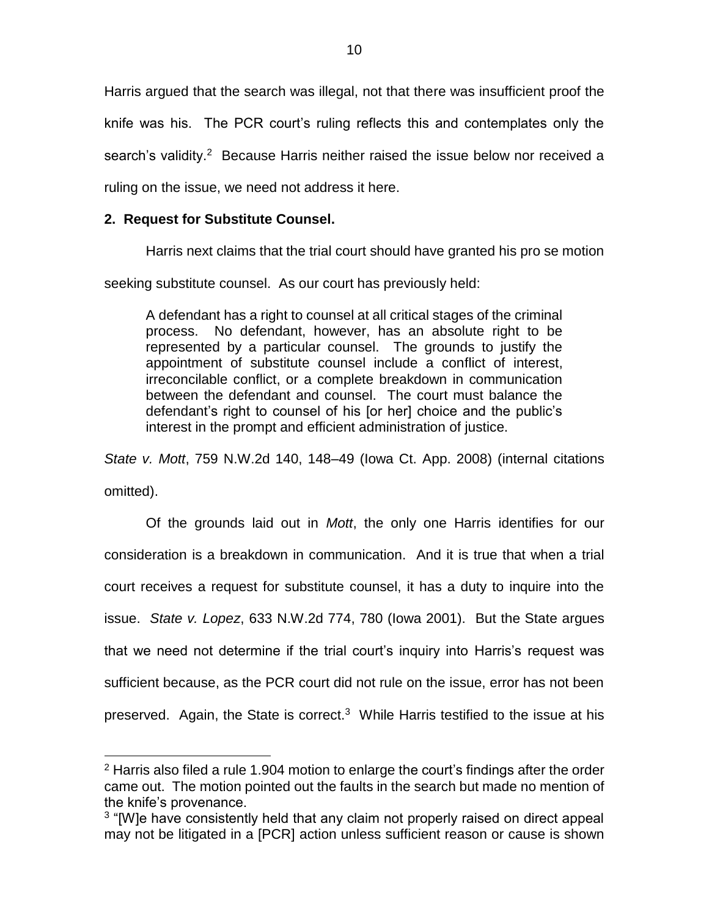Harris argued that the search was illegal, not that there was insufficient proof the knife was his. The PCR court's ruling reflects this and contemplates only the search's validity.[2] Because Harris neither raised the issue below nor received a ruling on the issue, we need not address it here.

**2. Request for Substitute Counsel.**

Harris next claims that the trial court should have granted his pro se motion seeking substitute counsel. As our court has previously held:

> A defendant has a right to counsel at all critical stages of the criminal process. No defendant, however, has an absolute right to be represented by a particular counsel. The grounds to justify the appointment of substitute counsel include a conflict of interest, irreconcilable conflict, or a complete breakdown in communication between the defendant and counsel. The court must balance the defendant's right to counsel of his [or her] choice and the public's interest in the prompt and efficient administration of justice.

*State v. Mott*, 759 N.W.2d 140, 148–49 (Iowa Ct. App. 2008) (internal citations omitted).

Of the grounds laid out in *Mott*, the only one Harris identifies for our consideration is a breakdown in communication. And it is true that when a trial court receives a request for substitute counsel, it has a duty to inquire into the issue. *State v. Lopez*, 633 N.W.2d 774, 780 (Iowa 2001). But the State argues that we need not determine if the trial court's inquiry into Harris's request was sufficient because, as the PCR court did not rule on the issue, error has not been preserved. Again, the State is correct.[3] While Harris testified to the issue at his

---

[2] Harris also filed a rule 1.904 motion to enlarge the court's findings after the order came out. The motion pointed out the faults in the search but made no mention of the knife's provenance.

[3] "[W]e have consistently held that any claim not properly raised on direct appeal may not be litigated in a [PCR] action unless sufficient reason or cause is shown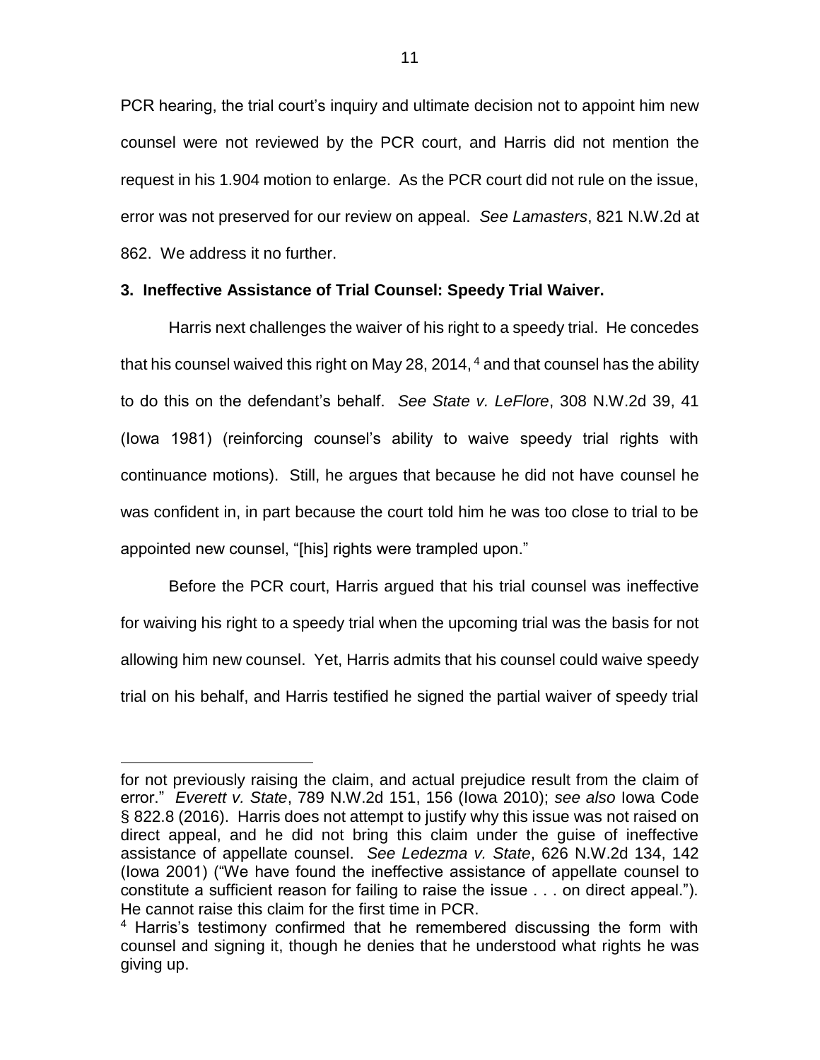PCR hearing, the trial court's inquiry and ultimate decision not to appoint him new counsel were not reviewed by the PCR court, and Harris did not mention the request in his 1.904 motion to enlarge. As the PCR court did not rule on the issue, error was not preserved for our review on appeal. *See Lamasters*, 821 N.W.2d at 862. We address it no further.

**3. Ineffective Assistance of Trial Counsel: Speedy Trial Waiver.**

Harris next challenges the waiver of his right to a speedy trial. He concedes that his counsel waived this right on May 28, 2014,[4] and that counsel has the ability to do this on the defendant's behalf. *See State v. LeFlore*, 308 N.W.2d 39, 41 (Iowa 1981) (reinforcing counsel's ability to waive speedy trial rights with continuance motions). Still, he argues that because he did not have counsel he was confident in, in part because the court told him he was too close to trial to be appointed new counsel, "[his] rights were trampled upon."

Before the PCR court, Harris argued that his trial counsel was ineffective for waiving his right to a speedy trial when the upcoming trial was the basis for not allowing him new counsel. Yet, Harris admits that his counsel could waive speedy trial on his behalf, and Harris testified he signed the partial waiver of speedy trial

---

for not previously raising the claim, and actual prejudice result from the claim of error." *Everett v. State*, 789 N.W.2d 151, 156 (Iowa 2010); *see also* Iowa Code § 822.8 (2016). Harris does not attempt to justify why this issue was not raised on direct appeal, and he did not bring this claim under the guise of ineffective assistance of appellate counsel. *See Ledezma v. State*, 626 N.W.2d 134, 142 (Iowa 2001) ("We have found the ineffective assistance of appellate counsel to constitute a sufficient reason for failing to raise the issue . . . on direct appeal."). He cannot raise this claim for the first time in PCR.

[4] Harris's testimony confirmed that he remembered discussing the form with counsel and signing it, though he denies that he understood what rights he was giving up.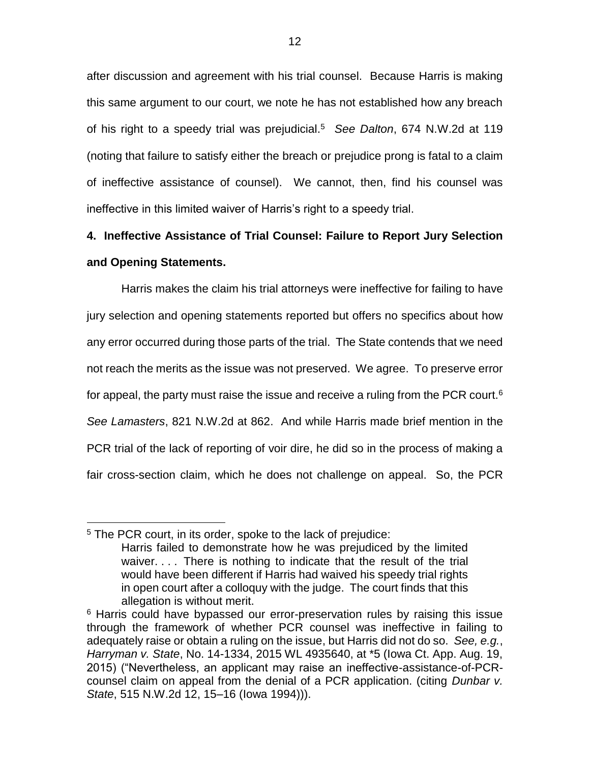after discussion and agreement with his trial counsel. Because Harris is making this same argument to our court, we note he has not established how any breach of his right to a speedy trial was prejudicial.[5] *See Dalton*, 674 N.W.2d at 119 (noting that failure to satisfy either the breach or prejudice prong is fatal to a claim of ineffective assistance of counsel). We cannot, then, find his counsel was ineffective in this limited waiver of Harris's right to a speedy trial.

**4. Ineffective Assistance of Trial Counsel: Failure to Report Jury Selection and Opening Statements.**

Harris makes the claim his trial attorneys were ineffective for failing to have jury selection and opening statements reported but offers no specifics about how any error occurred during those parts of the trial. The State contends that we need not reach the merits as the issue was not preserved. We agree. To preserve error for appeal, the party must raise the issue and receive a ruling from the PCR court.[6] *See Lamasters*, 821 N.W.2d at 862. And while Harris made brief mention in the PCR trial of the lack of reporting of voir dire, he did so in the process of making a fair cross-section claim, which he does not challenge on appeal. So, the PCR

---

[5] The PCR court, in its order, spoke to the lack of prejudice:

> Harris failed to demonstrate how he was prejudiced by the limited waiver. . . . There is nothing to indicate that the result of the trial would have been different if Harris had waived his speedy trial rights in open court after a colloquy with the judge. The court finds that this allegation is without merit.

[6] Harris could have bypassed our error-preservation rules by raising this issue through the framework of whether PCR counsel was ineffective in failing to adequately raise or obtain a ruling on the issue, but Harris did not do so. *See, e.g.*, *Harryman v. State*, No. 14-1334, 2015 WL 4935640, at *5 (Iowa Ct. App. Aug. 19, 2015) ("Nevertheless, an applicant may raise an ineffective-assistance-of-PCR-counsel claim on appeal from the denial of a PCR application. (citing *Dunbar v. State*, 515 N.W.2d 12, 15–16 (Iowa 1994))).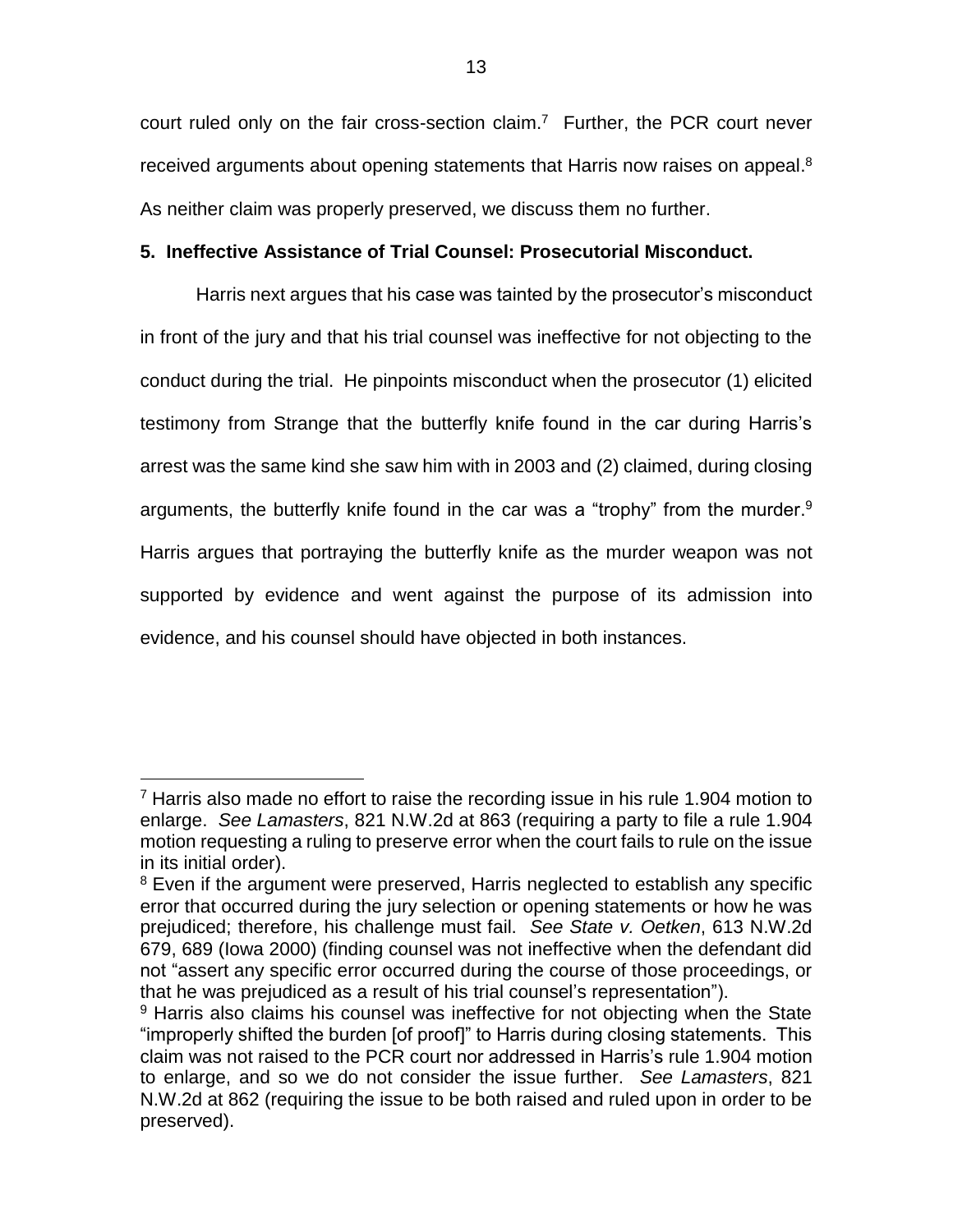court ruled only on the fair cross-section claim.[7] Further, the PCR court never received arguments about opening statements that Harris now raises on appeal.[8] As neither claim was properly preserved, we discuss them no further.

**5. Ineffective Assistance of Trial Counsel: Prosecutorial Misconduct.**

Harris next argues that his case was tainted by the prosecutor's misconduct in front of the jury and that his trial counsel was ineffective for not objecting to the conduct during the trial. He pinpoints misconduct when the prosecutor (1) elicited testimony from Strange that the butterfly knife found in the car during Harris's arrest was the same kind she saw him with in 2003 and (2) claimed, during closing arguments, the butterfly knife found in the car was a "trophy" from the murder.[9] Harris argues that portraying the butterfly knife as the murder weapon was not supported by evidence and went against the purpose of its admission into evidence, and his counsel should have objected in both instances.

---

[7] Harris also made no effort to raise the recording issue in his rule 1.904 motion to enlarge. *See Lamasters*, 821 N.W.2d at 863 (requiring a party to file a rule 1.904 motion requesting a ruling to preserve error when the court fails to rule on the issue in its initial order).

[8] Even if the argument were preserved, Harris neglected to establish any specific error that occurred during the jury selection or opening statements or how he was prejudiced; therefore, his challenge must fail. *See State v. Oetken*, 613 N.W.2d 679, 689 (Iowa 2000) (finding counsel was not ineffective when the defendant did not "assert any specific error occurred during the course of those proceedings, or that he was prejudiced as a result of his trial counsel's representation").

[9] Harris also claims his counsel was ineffective for not objecting when the State "improperly shifted the burden [of proof]" to Harris during closing statements. This claim was not raised to the PCR court nor addressed in Harris's rule 1.904 motion to enlarge, and so we do not consider the issue further. *See Lamasters*, 821 N.W.2d at 862 (requiring the issue to be both raised and ruled upon in order to be preserved).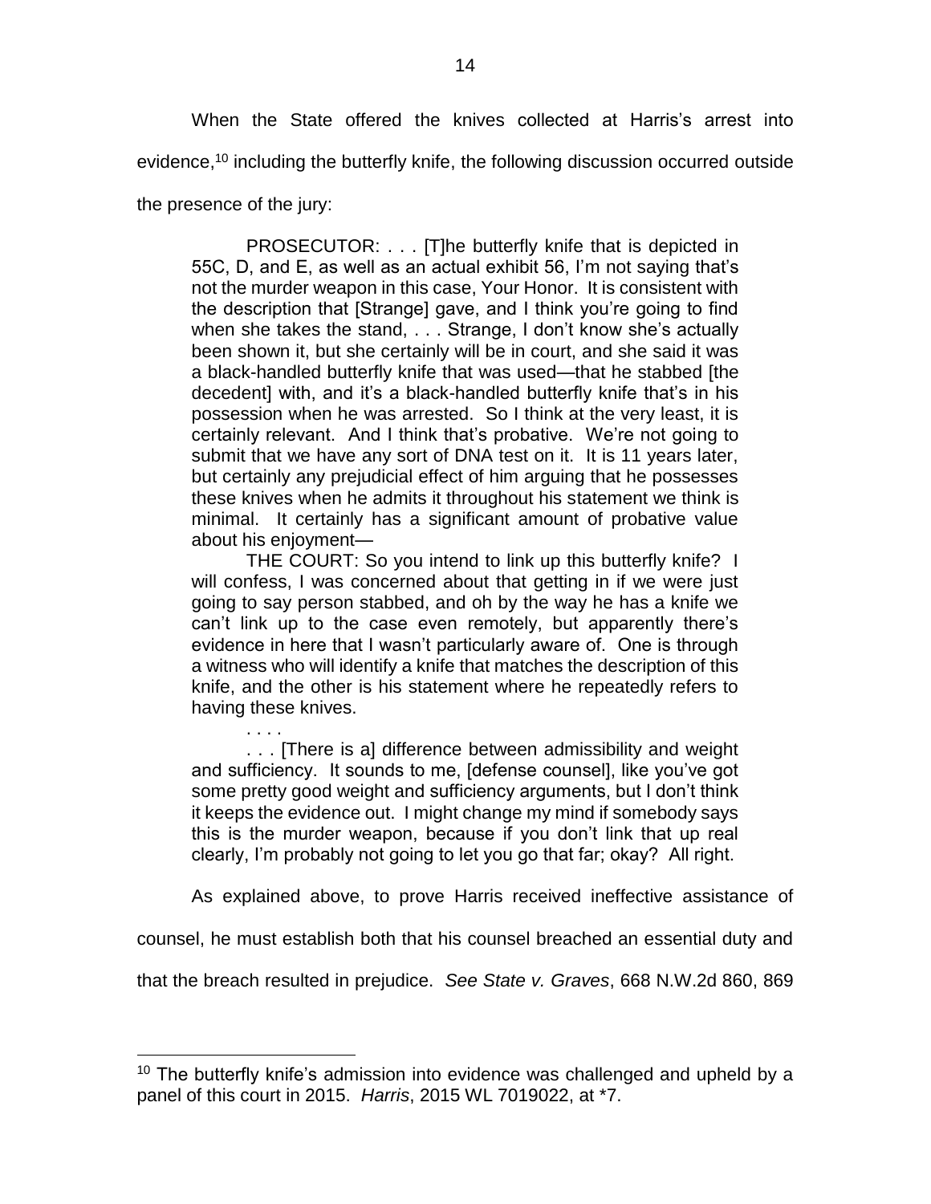When the State offered the knives collected at Harris's arrest into evidence,[10] including the butterfly knife, the following discussion occurred outside the presence of the jury:

> PROSECUTOR: . . . [T]he butterfly knife that is depicted in 55C, D, and E, as well as an actual exhibit 56, I'm not saying that's not the murder weapon in this case, Your Honor. It is consistent with the description that [Strange] gave, and I think you're going to find when she takes the stand, . . . Strange, I don't know she's actually been shown it, but she certainly will be in court, and she said it was a black-handled butterfly knife that was used—that he stabbed [the decedent] with, and it's a black-handled butterfly knife that's in his possession when he was arrested. So I think at the very least, it is certainly relevant. And I think that's probative. We're not going to submit that we have any sort of DNA test on it. It is 11 years later, but certainly any prejudicial effect of him arguing that he possesses these knives when he admits it throughout his statement we think is minimal. It certainly has a significant amount of probative value about his enjoyment—
>
> THE COURT: So you intend to link up this butterfly knife? I will confess, I was concerned about that getting in if we were just going to say person stabbed, and oh by the way he has a knife we can't link up to the case even remotely, but apparently there's evidence in here that I wasn't particularly aware of. One is through a witness who will identify a knife that matches the description of this knife, and the other is his statement where he repeatedly refers to having these knives.
>
> . . . .
>
> . . . [There is a] difference between admissibility and weight and sufficiency. It sounds to me, [defense counsel], like you've got some pretty good weight and sufficiency arguments, but I don't think it keeps the evidence out. I might change my mind if somebody says this is the murder weapon, because if you don't link that up real clearly, I'm probably not going to let you go that far; okay? All right.

As explained above, to prove Harris received ineffective assistance of counsel, he must establish both that his counsel breached an essential duty and that the breach resulted in prejudice. *See State v. Graves*, 668 N.W.2d 860, 869

---

[10] The butterfly knife's admission into evidence was challenged and upheld by a panel of this court in 2015. *Harris*, 2015 WL 7019022, at *7.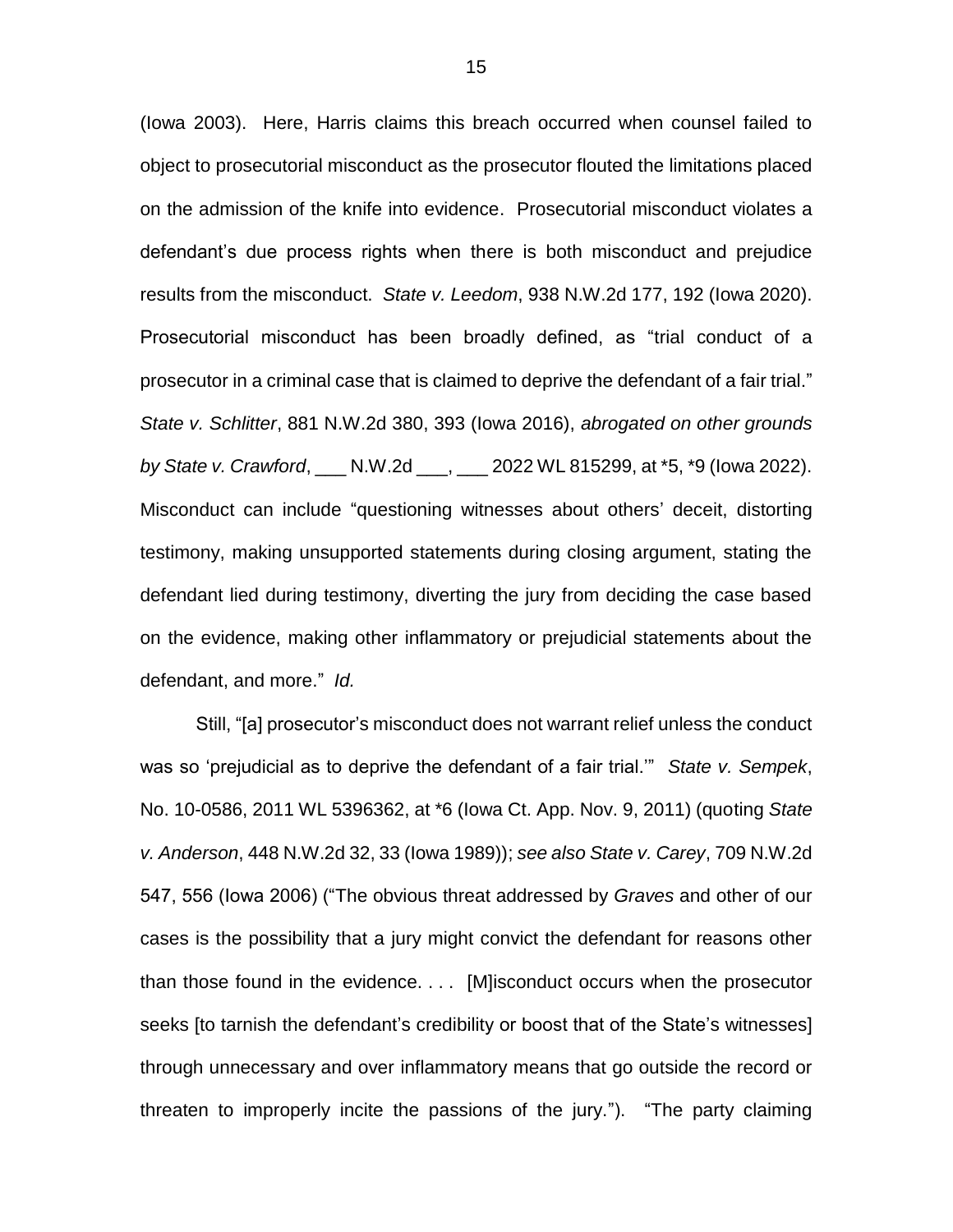(Iowa 2003). Here, Harris claims this breach occurred when counsel failed to object to prosecutorial misconduct as the prosecutor flouted the limitations placed on the admission of the knife into evidence. Prosecutorial misconduct violates a defendant's due process rights when there is both misconduct and prejudice results from the misconduct. *State v. Leedom*, 938 N.W.2d 177, 192 (Iowa 2020). Prosecutorial misconduct has been broadly defined, as "trial conduct of a prosecutor in a criminal case that is claimed to deprive the defendant of a fair trial." *State v. Schlitter*, 881 N.W.2d 380, 393 (Iowa 2016), *abrogated on other grounds by State v. Crawford*, ___ N.W.2d ___, ___ 2022 WL 815299, at *5, *9 (Iowa 2022). Misconduct can include "questioning witnesses about others' deceit, distorting testimony, making unsupported statements during closing argument, stating the defendant lied during testimony, diverting the jury from deciding the case based on the evidence, making other inflammatory or prejudicial statements about the defendant, and more." *Id.*

Still, "[a] prosecutor's misconduct does not warrant relief unless the conduct was so 'prejudicial as to deprive the defendant of a fair trial.'" *State v. Sempek*, No. 10-0586, 2011 WL 5396362, at *6 (Iowa Ct. App. Nov. 9, 2011) (quoting *State v. Anderson*, 448 N.W.2d 32, 33 (Iowa 1989)); *see also State v. Carey*, 709 N.W.2d 547, 556 (Iowa 2006) ("The obvious threat addressed by *Graves* and other of our cases is the possibility that a jury might convict the defendant for reasons other than those found in the evidence. . . . [M]isconduct occurs when the prosecutor seeks [to tarnish the defendant's credibility or boost that of the State's witnesses] through unnecessary and over inflammatory means that go outside the record or threaten to improperly incite the passions of the jury."). "The party claiming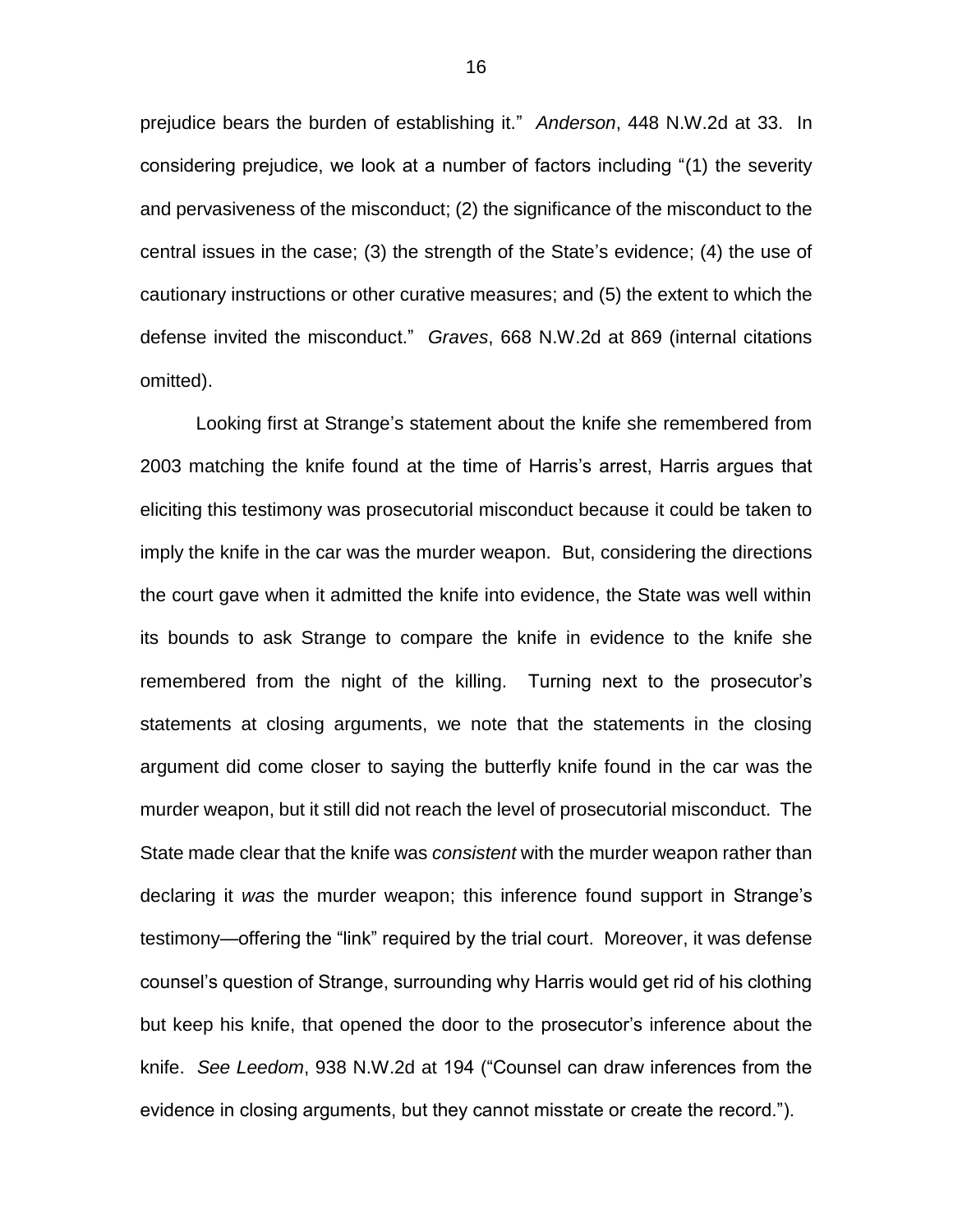prejudice bears the burden of establishing it." *Anderson*, 448 N.W.2d at 33. In considering prejudice, we look at a number of factors including "(1) the severity and pervasiveness of the misconduct; (2) the significance of the misconduct to the central issues in the case; (3) the strength of the State's evidence; (4) the use of cautionary instructions or other curative measures; and (5) the extent to which the defense invited the misconduct." *Graves*, 668 N.W.2d at 869 (internal citations omitted).

Looking first at Strange's statement about the knife she remembered from 2003 matching the knife found at the time of Harris's arrest, Harris argues that eliciting this testimony was prosecutorial misconduct because it could be taken to imply the knife in the car was the murder weapon. But, considering the directions the court gave when it admitted the knife into evidence, the State was well within its bounds to ask Strange to compare the knife in evidence to the knife she remembered from the night of the killing. Turning next to the prosecutor's statements at closing arguments, we note that the statements in the closing argument did come closer to saying the butterfly knife found in the car was the murder weapon, but it still did not reach the level of prosecutorial misconduct. The State made clear that the knife was *consistent* with the murder weapon rather than declaring it *was* the murder weapon; this inference found support in Strange's testimony—offering the "link" required by the trial court. Moreover, it was defense counsel's question of Strange, surrounding why Harris would get rid of his clothing but keep his knife, that opened the door to the prosecutor's inference about the knife. *See Leedom*, 938 N.W.2d at 194 ("Counsel can draw inferences from the evidence in closing arguments, but they cannot misstate or create the record.").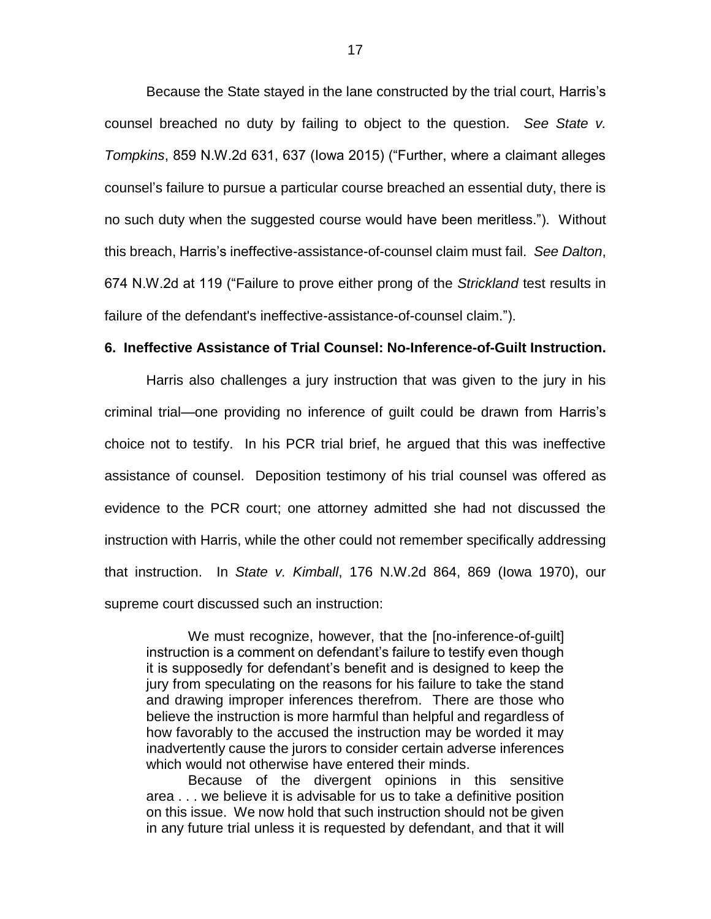Because the State stayed in the lane constructed by the trial court, Harris's counsel breached no duty by failing to object to the question. *See State v. Tompkins*, 859 N.W.2d 631, 637 (Iowa 2015) ("Further, where a claimant alleges counsel's failure to pursue a particular course breached an essential duty, there is no such duty when the suggested course would have been meritless."). Without this breach, Harris's ineffective-assistance-of-counsel claim must fail. *See Dalton*, 674 N.W.2d at 119 ("Failure to prove either prong of the *Strickland* test results in failure of the defendant's ineffective-assistance-of-counsel claim.").

**6. Ineffective Assistance of Trial Counsel: No-Inference-of-Guilt Instruction.**

Harris also challenges a jury instruction that was given to the jury in his criminal trial—one providing no inference of guilt could be drawn from Harris's choice not to testify. In his PCR trial brief, he argued that this was ineffective assistance of counsel. Deposition testimony of his trial counsel was offered as evidence to the PCR court; one attorney admitted she had not discussed the instruction with Harris, while the other could not remember specifically addressing that instruction. In *State v. Kimball*, 176 N.W.2d 864, 869 (Iowa 1970), our supreme court discussed such an instruction:

> We must recognize, however, that the [no-inference-of-guilt] instruction is a comment on defendant's failure to testify even though it is supposedly for defendant's benefit and is designed to keep the jury from speculating on the reasons for his failure to take the stand and drawing improper inferences therefrom. There are those who believe the instruction is more harmful than helpful and regardless of how favorably to the accused the instruction may be worded it may inadvertently cause the jurors to consider certain adverse inferences which would not otherwise have entered their minds.
>
> Because of the divergent opinions in this sensitive area . . . we believe it is advisable for us to take a definitive position on this issue. We now hold that such instruction should not be given in any future trial unless it is requested by defendant, and that it will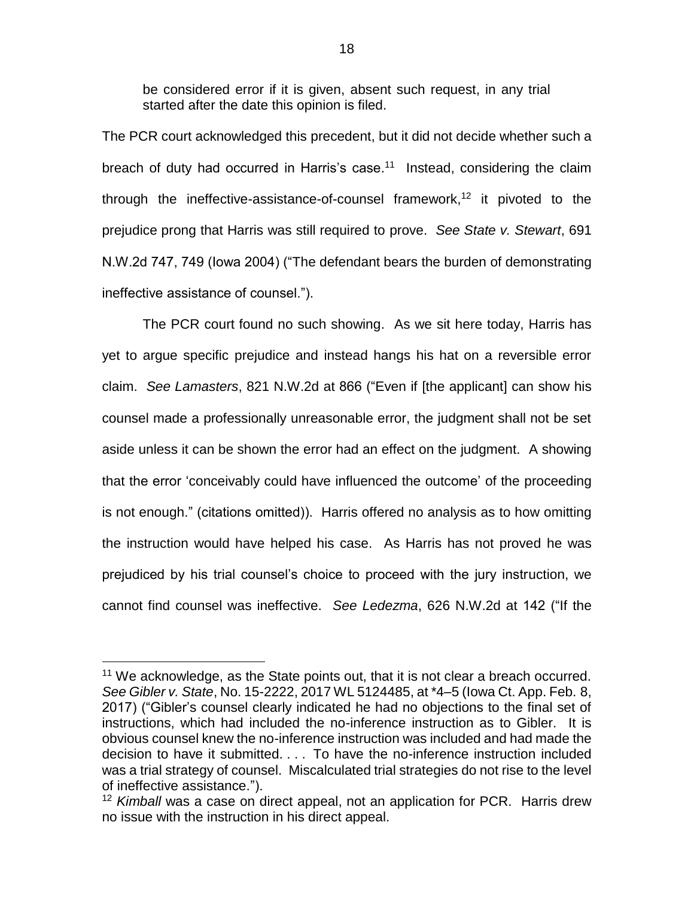> be considered error if it is given, absent such request, in any trial started after the date this opinion is filed.

The PCR court acknowledged this precedent, but it did not decide whether such a breach of duty had occurred in Harris's case.[11] Instead, considering the claim through the ineffective-assistance-of-counsel framework,[12] it pivoted to the prejudice prong that Harris was still required to prove. *See State v. Stewart*, 691 N.W.2d 747, 749 (Iowa 2004) ("The defendant bears the burden of demonstrating ineffective assistance of counsel.").

The PCR court found no such showing. As we sit here today, Harris has yet to argue specific prejudice and instead hangs his hat on a reversible error claim. *See Lamasters*, 821 N.W.2d at 866 ("Even if [the applicant] can show his counsel made a professionally unreasonable error, the judgment shall not be set aside unless it can be shown the error had an effect on the judgment. A showing that the error 'conceivably could have influenced the outcome' of the proceeding is not enough." (citations omitted)). Harris offered no analysis as to how omitting the instruction would have helped his case. As Harris has not proved he was prejudiced by his trial counsel's choice to proceed with the jury instruction, we cannot find counsel was ineffective. *See Ledezma*, 626 N.W.2d at 142 ("If the

---

[11] We acknowledge, as the State points out, that it is not clear a breach occurred. *See Gibler v. State*, No. 15-2222, 2017 WL 5124485, at *4–5 (Iowa Ct. App. Feb. 8, 2017) ("Gibler's counsel clearly indicated he had no objections to the final set of instructions, which had included the no-inference instruction as to Gibler. It is obvious counsel knew the no-inference instruction was included and had made the decision to have it submitted. . . . To have the no-inference instruction included was a trial strategy of counsel. Miscalculated trial strategies do not rise to the level of ineffective assistance.").

[12] *Kimball* was a case on direct appeal, not an application for PCR. Harris drew no issue with the instruction in his direct appeal.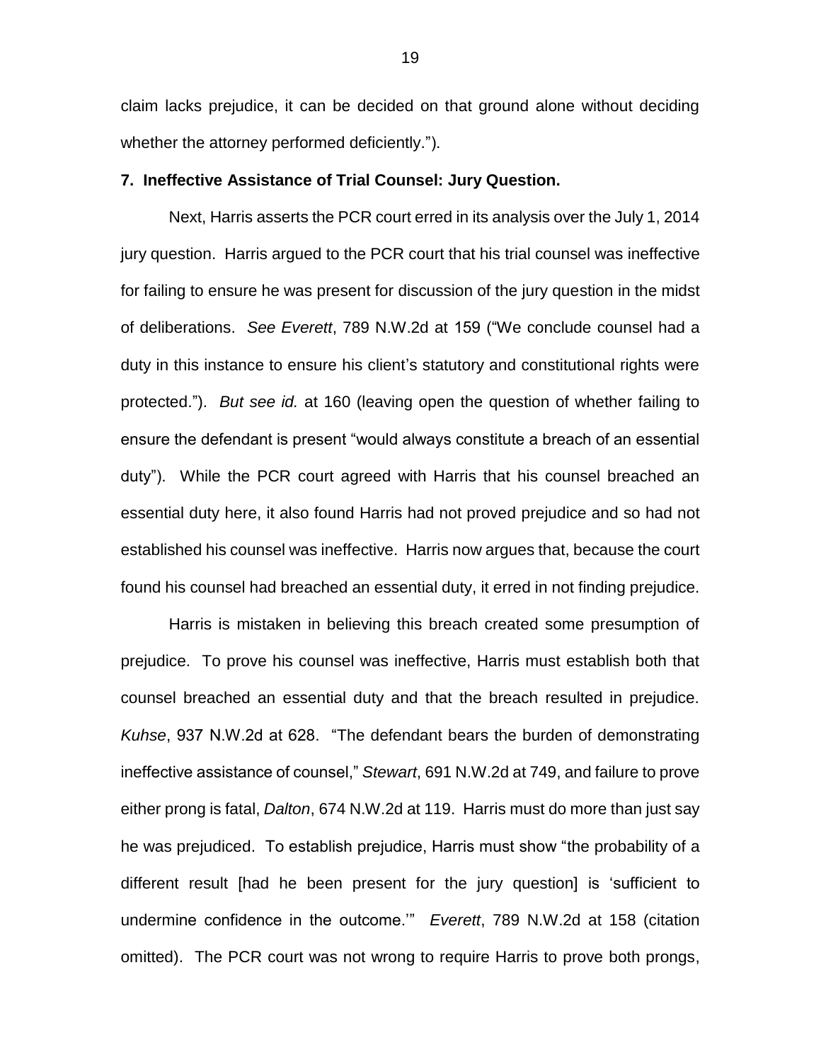claim lacks prejudice, it can be decided on that ground alone without deciding whether the attorney performed deficiently.").

**7. Ineffective Assistance of Trial Counsel: Jury Question.**

Next, Harris asserts the PCR court erred in its analysis over the July 1, 2014 jury question. Harris argued to the PCR court that his trial counsel was ineffective for failing to ensure he was present for discussion of the jury question in the midst of deliberations. *See Everett*, 789 N.W.2d at 159 ("We conclude counsel had a duty in this instance to ensure his client's statutory and constitutional rights were protected."). *But see id.* at 160 (leaving open the question of whether failing to ensure the defendant is present "would always constitute a breach of an essential duty"). While the PCR court agreed with Harris that his counsel breached an essential duty here, it also found Harris had not proved prejudice and so had not established his counsel was ineffective. Harris now argues that, because the court found his counsel had breached an essential duty, it erred in not finding prejudice.

Harris is mistaken in believing this breach created some presumption of prejudice. To prove his counsel was ineffective, Harris must establish both that counsel breached an essential duty and that the breach resulted in prejudice. *Kuhse*, 937 N.W.2d at 628. "The defendant bears the burden of demonstrating ineffective assistance of counsel," *Stewart*, 691 N.W.2d at 749, and failure to prove either prong is fatal, *Dalton*, 674 N.W.2d at 119. Harris must do more than just say he was prejudiced. To establish prejudice, Harris must show "the probability of a different result [had he been present for the jury question] is 'sufficient to undermine confidence in the outcome.'" *Everett*, 789 N.W.2d at 158 (citation omitted). The PCR court was not wrong to require Harris to prove both prongs,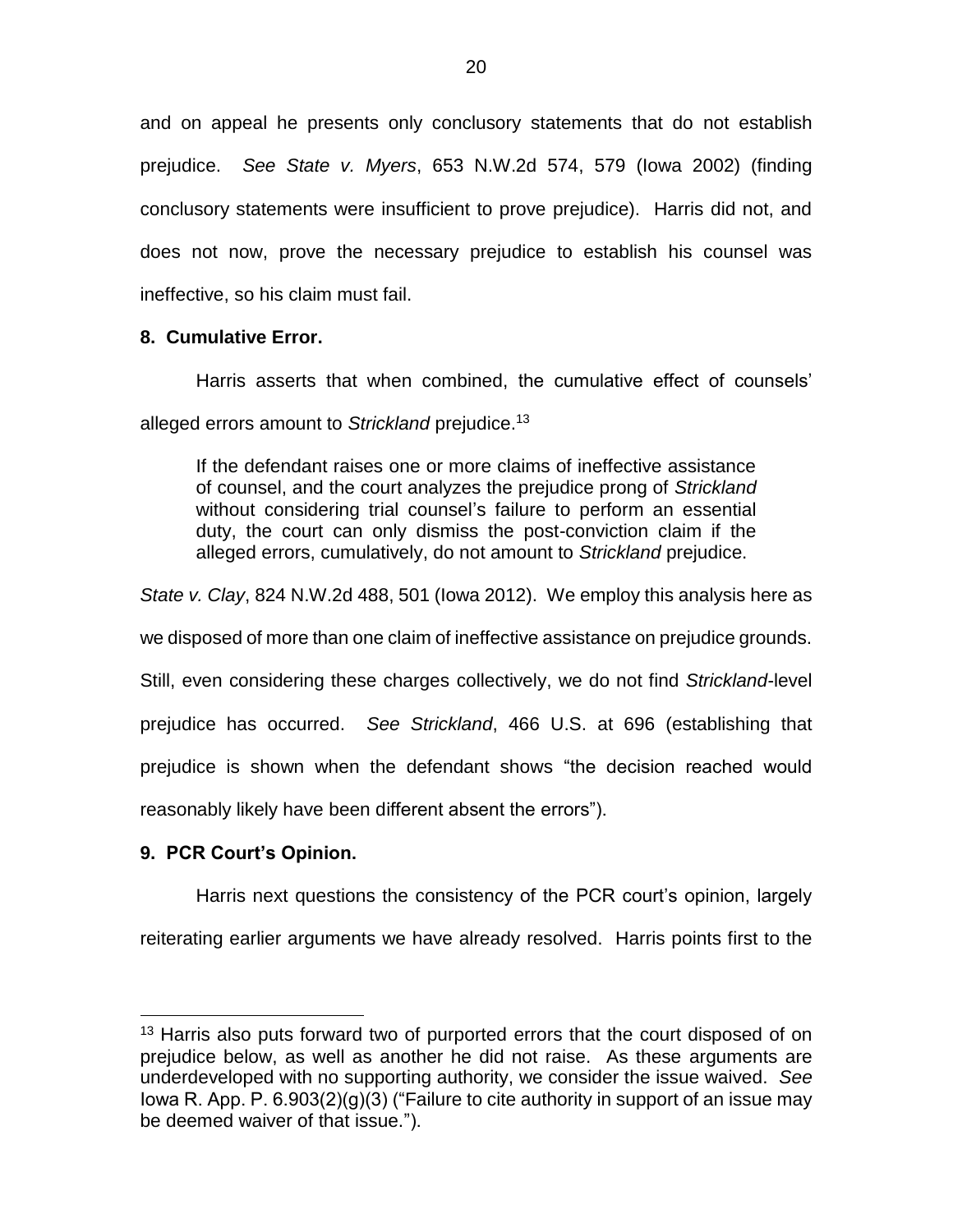and on appeal he presents only conclusory statements that do not establish prejudice. *See State v. Myers*, 653 N.W.2d 574, 579 (Iowa 2002) (finding conclusory statements were insufficient to prove prejudice). Harris did not, and does not now, prove the necessary prejudice to establish his counsel was ineffective, so his claim must fail.

**8. Cumulative Error.**

Harris asserts that when combined, the cumulative effect of counsels' alleged errors amount to *Strickland* prejudice.[13]

> If the defendant raises one or more claims of ineffective assistance of counsel, and the court analyzes the prejudice prong of *Strickland* without considering trial counsel's failure to perform an essential duty, the court can only dismiss the post-conviction claim if the alleged errors, cumulatively, do not amount to *Strickland* prejudice.

*State v. Clay*, 824 N.W.2d 488, 501 (Iowa 2012). We employ this analysis here as we disposed of more than one claim of ineffective assistance on prejudice grounds. Still, even considering these charges collectively, we do not find *Strickland*-level prejudice has occurred. *See Strickland*, 466 U.S. at 696 (establishing that prejudice is shown when the defendant shows "the decision reached would reasonably likely have been different absent the errors").

**9. PCR Court's Opinion.**

Harris next questions the consistency of the PCR court's opinion, largely reiterating earlier arguments we have already resolved. Harris points first to the

[13] Harris also puts forward two of purported errors that the court disposed of on prejudice below, as well as another he did not raise. As these arguments are underdeveloped with no supporting authority, we consider the issue waived. *See* Iowa R. App. P. 6.903(2)(g)(3) ("Failure to cite authority in support of an issue may be deemed waiver of that issue.").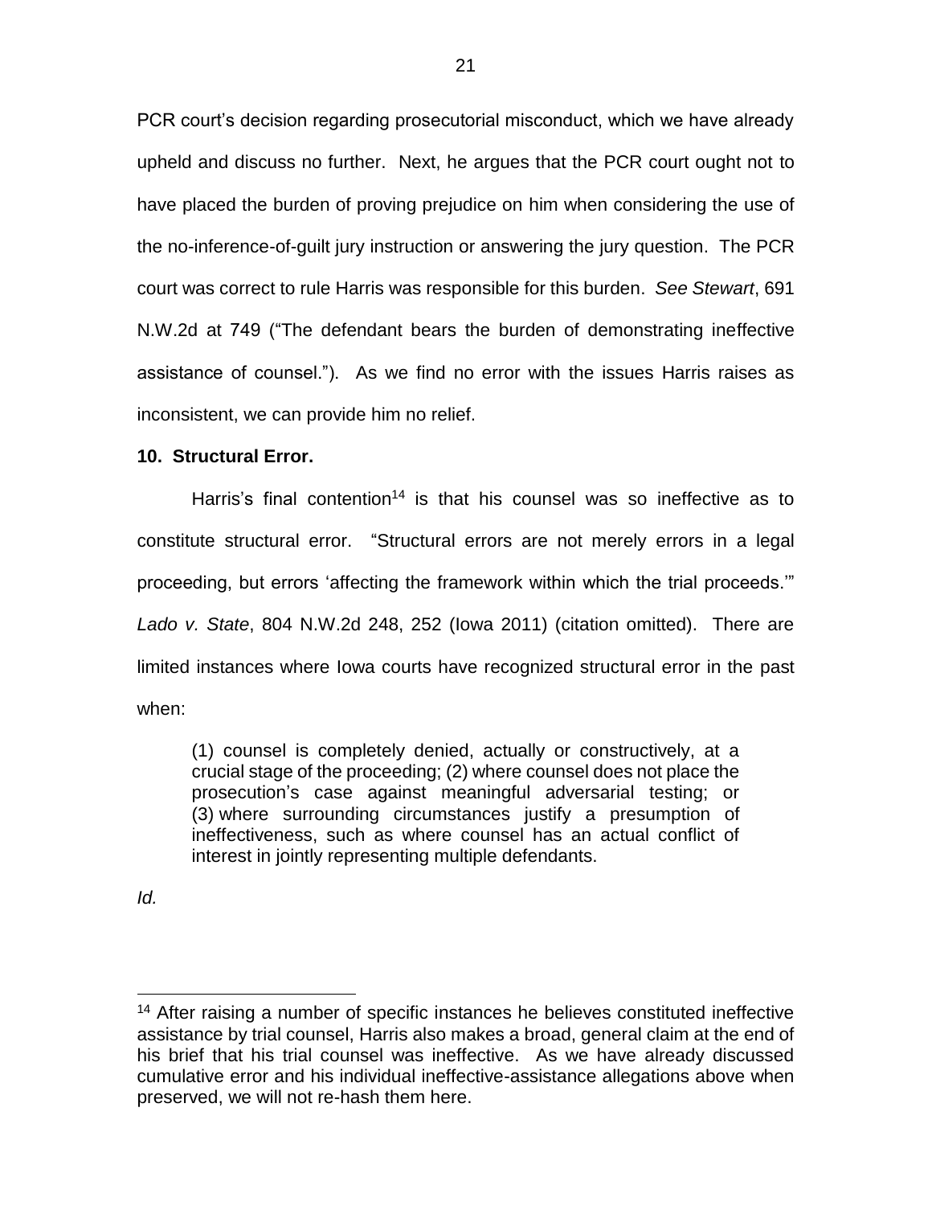PCR court's decision regarding prosecutorial misconduct, which we have already upheld and discuss no further. Next, he argues that the PCR court ought not to have placed the burden of proving prejudice on him when considering the use of the no-inference-of-guilt jury instruction or answering the jury question. The PCR court was correct to rule Harris was responsible for this burden. *See Stewart*, 691 N.W.2d at 749 ("The defendant bears the burden of demonstrating ineffective assistance of counsel."). As we find no error with the issues Harris raises as inconsistent, we can provide him no relief.

**10. Structural Error.**

Harris's final contention[14] is that his counsel was so ineffective as to constitute structural error. "Structural errors are not merely errors in a legal proceeding, but errors 'affecting the framework within which the trial proceeds.'" *Lado v. State*, 804 N.W.2d 248, 252 (Iowa 2011) (citation omitted). There are limited instances where Iowa courts have recognized structural error in the past when:

> (1) counsel is completely denied, actually or constructively, at a crucial stage of the proceeding; (2) where counsel does not place the prosecution's case against meaningful adversarial testing; or (3) where surrounding circumstances justify a presumption of ineffectiveness, such as where counsel has an actual conflict of interest in jointly representing multiple defendants.

*Id.*

---

[14] After raising a number of specific instances he believes constituted ineffective assistance by trial counsel, Harris also makes a broad, general claim at the end of his brief that his trial counsel was ineffective. As we have already discussed cumulative error and his individual ineffective-assistance allegations above when preserved, we will not re-hash them here.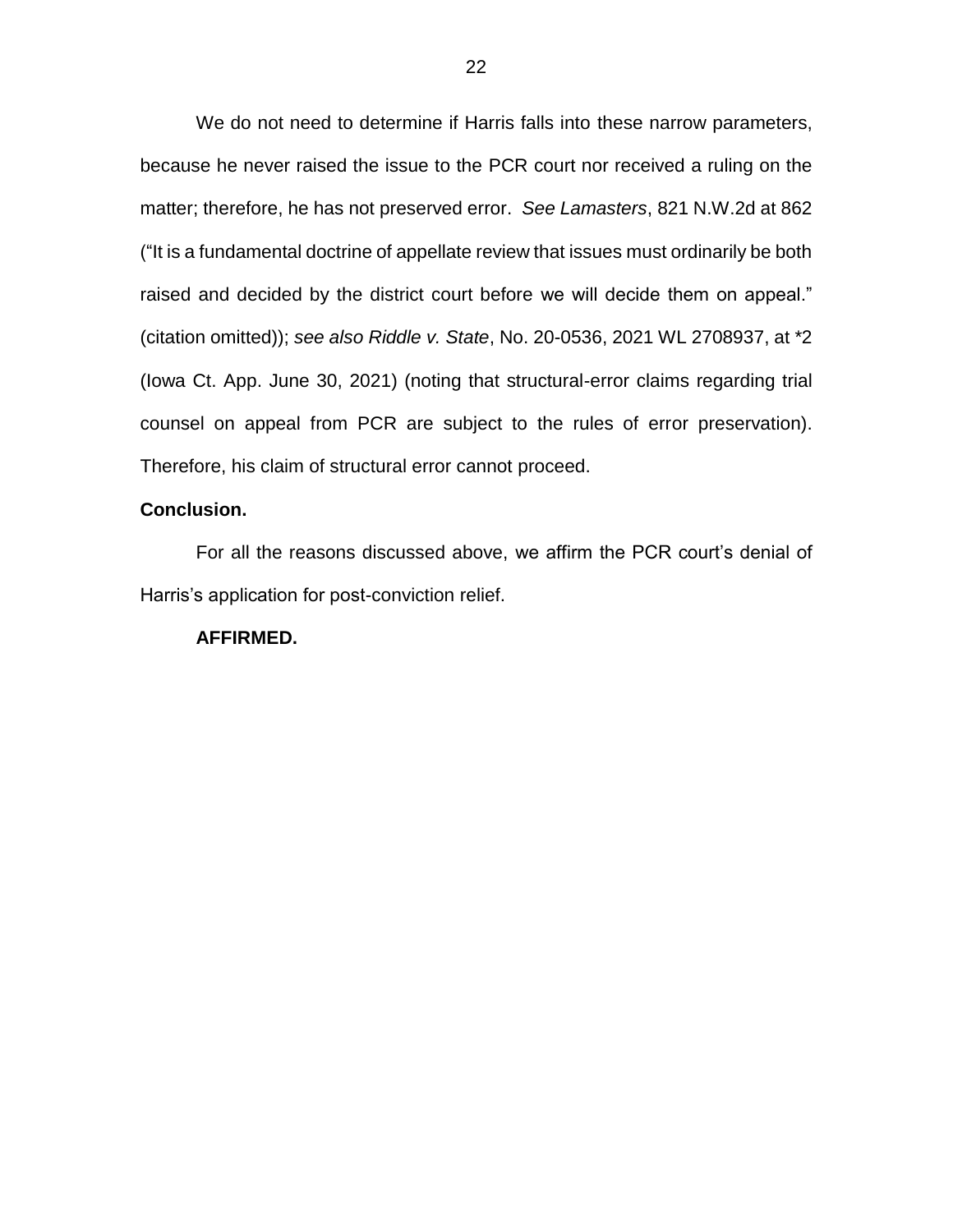We do not need to determine if Harris falls into these narrow parameters, because he never raised the issue to the PCR court nor received a ruling on the matter; therefore, he has not preserved error. *See Lamasters*, 821 N.W.2d at 862 ("It is a fundamental doctrine of appellate review that issues must ordinarily be both raised and decided by the district court before we will decide them on appeal." (citation omitted)); *see also Riddle v. State*, No. 20-0536, 2021 WL 2708937, at *2 (Iowa Ct. App. June 30, 2021) (noting that structural-error claims regarding trial counsel on appeal from PCR are subject to the rules of error preservation). Therefore, his claim of structural error cannot proceed.

**Conclusion.**

For all the reasons discussed above, we affirm the PCR court's denial of Harris's application for post-conviction relief.

**AFFIRMED.**